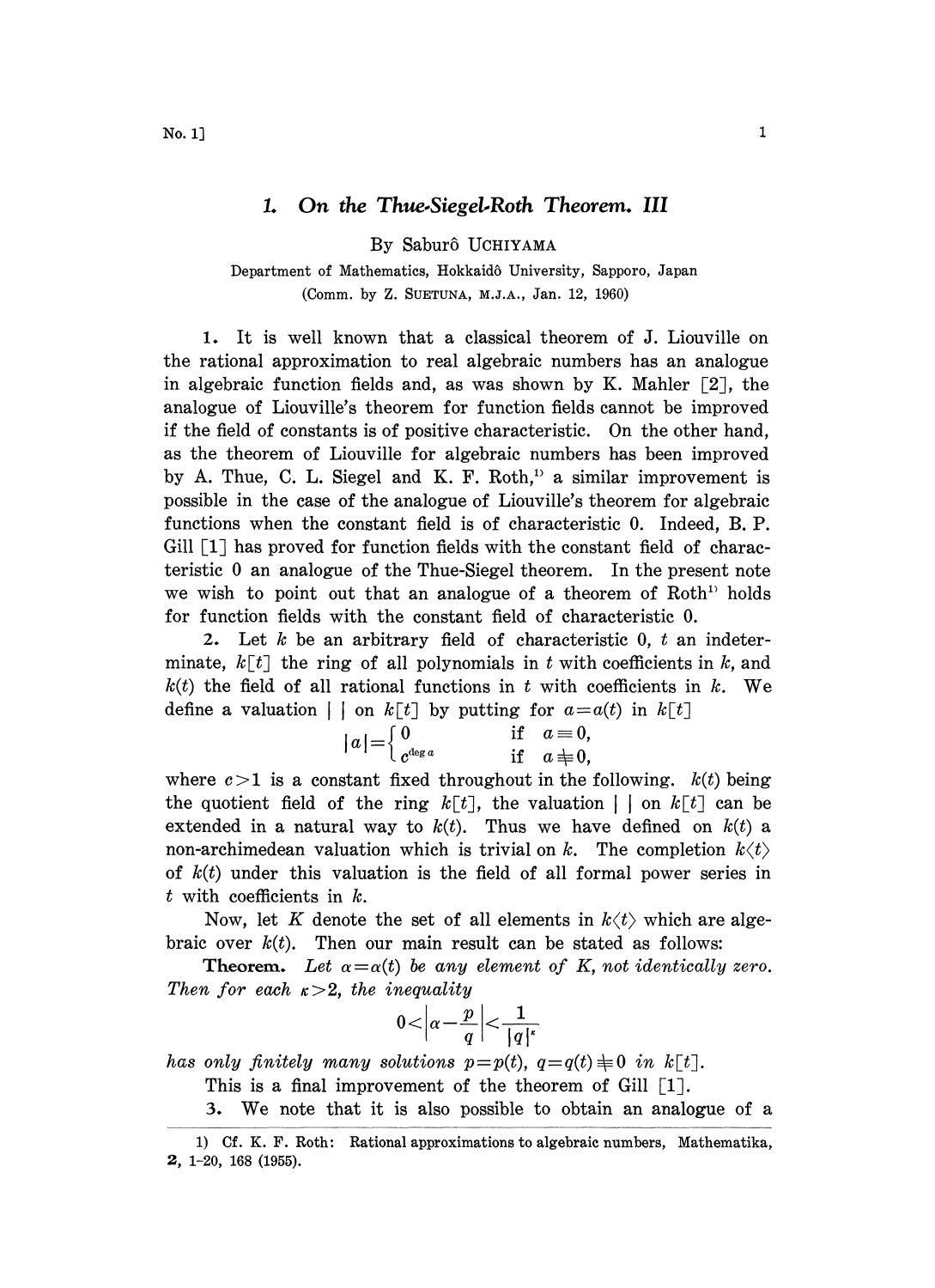# 1. On the Thue-Siegel-Roth Theorem. III

By Saburô UCHIYAMA

Department of Mathematics, Hokkaidô University, Sapporo, Japan

(Comm. by Z. SUETUNA, M.J.A., Jan. 12, 1960)

1. It is well known that a classical theorem of J. Liouville on the rational approximation to real algebraic numbers has an analogue in algebraic function fields and, as was shown by K. Mahler [2], the analogue of Liouville's theorem for function fields cannot be improved if the field of constants is of positive characteristic. On the other hand, as the theorem of Liouville for algebraic numbers has been improved by A. Thue, C. L. Siegel and K. F. Roth,[1] a similar improvement is possible in the case of the analogue of Liouville's theorem for algebraic functions when the constant field is of characteristic 0. Indeed, B. P. Gill [1] has proved for function fields with the constant field of characteristic 0 an analogue of the Thue-Siegel theorem. In the present note we wish to point out that an analogue of a theorem of Roth[1] holds for function fields with the constant field of characteristic 0.

2. Let $k$ be an arbitrary field of characteristic 0, $t$ an indeterminate, $k[t]$ the ring of all polynomials in $t$ with coefficients in $k$, and $k(t)$ the field of all rational functions in $t$ with coefficients in $k$. We define a valuation $|\ |$ on $k[t]$ by putting for $a=a(t)$ in $k[t]$

$$|a|=\begin{cases} 0 & \text{if } a\equiv 0, \\ c^{\deg a} & \text{if } a\not\equiv 0, \end{cases}$$

where $c>1$ is a constant fixed throughout in the following. $k(t)$ being the quotient field of the ring $k[t]$, the valuation $|\ |$ on $k[t]$ can be extended in a natural way to $k(t)$. Thus we have defined on $k(t)$ a non-archimedean valuation which is trivial on $k$. The completion $k\langle t\rangle$ of $k(t)$ under this valuation is the field of all formal power series in $t$ with coefficients in $k$.

Now, let $K$ denote the set of all elements in $k\langle t\rangle$ which are algebraic over $k(t)$. Then our main result can be stated as follows:

**Theorem.** *Let $\alpha=\alpha(t)$ be any element of $K$, not identically zero. Then for each $\kappa>2$, the inequality*

$$0<\left|\alpha-\frac{p}{q}\right|<\frac{1}{|q|^{\kappa}}$$

*has only finitely many solutions $p=p(t)$, $q=q(t)\not\equiv 0$ in $k[t]$.*

This is a final improvement of the theorem of Gill [1].

3. We note that it is also possible to obtain an analogue of a

---

1) Cf. K. F. Roth: Rational approximations to algebraic numbers, Mathematika, **2**, 1-20, 168 (1955).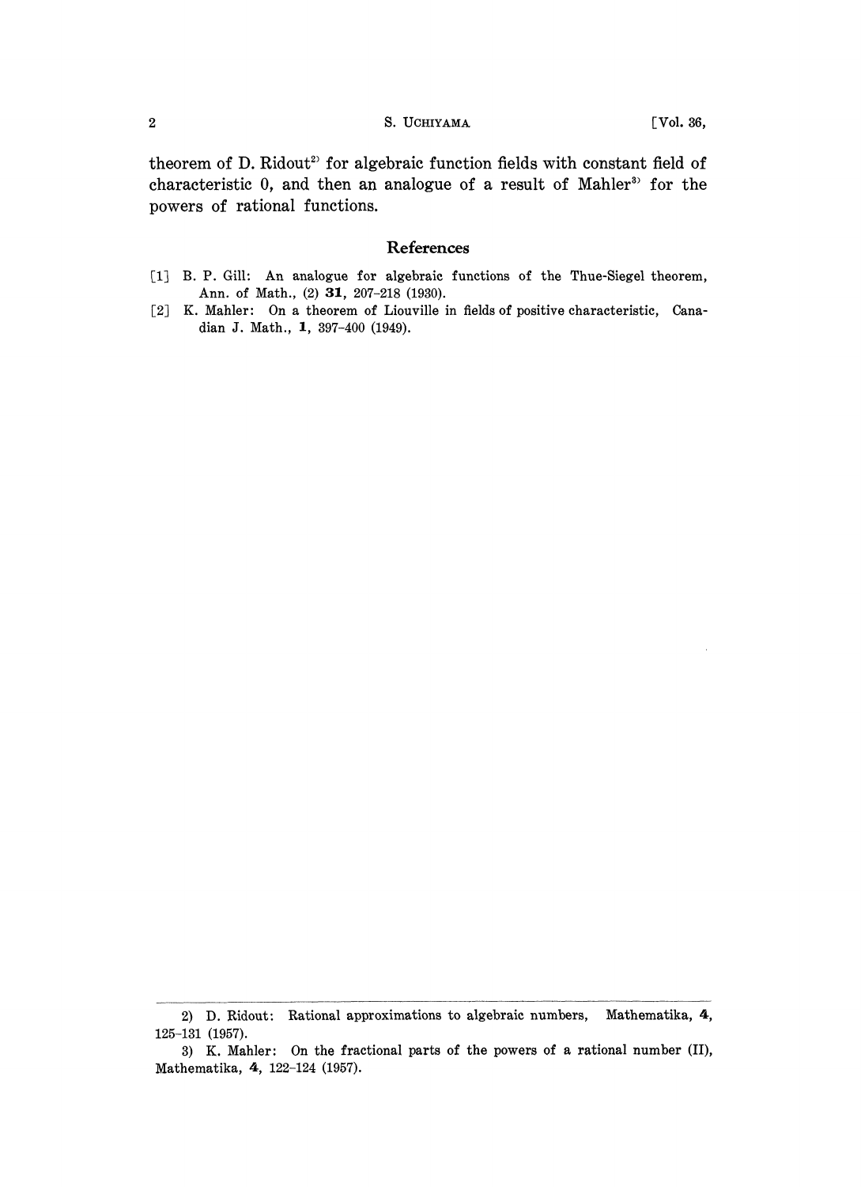theorem of D. Ridout[2] for algebraic function fields with constant field of characteristic 0, and then an analogue of a result of Mahler[3] for the powers of rational functions.

## References

[1] B. P. Gill: An analogue for algebraic functions of the Thue-Siegel theorem, Ann. of Math., (2) **31**, 207–218 (1930).

[2] K. Mahler: On a theorem of Liouville in fields of positive characteristic, Canadian J. Math., **1**, 397–400 (1949).

---

2) D. Ridout: Rational approximations to algebraic numbers, Mathematika, **4**, 125–131 (1957).

3) K. Mahler: On the fractional parts of the powers of a rational number (II), Mathematika, **4**, 122–124 (1957).